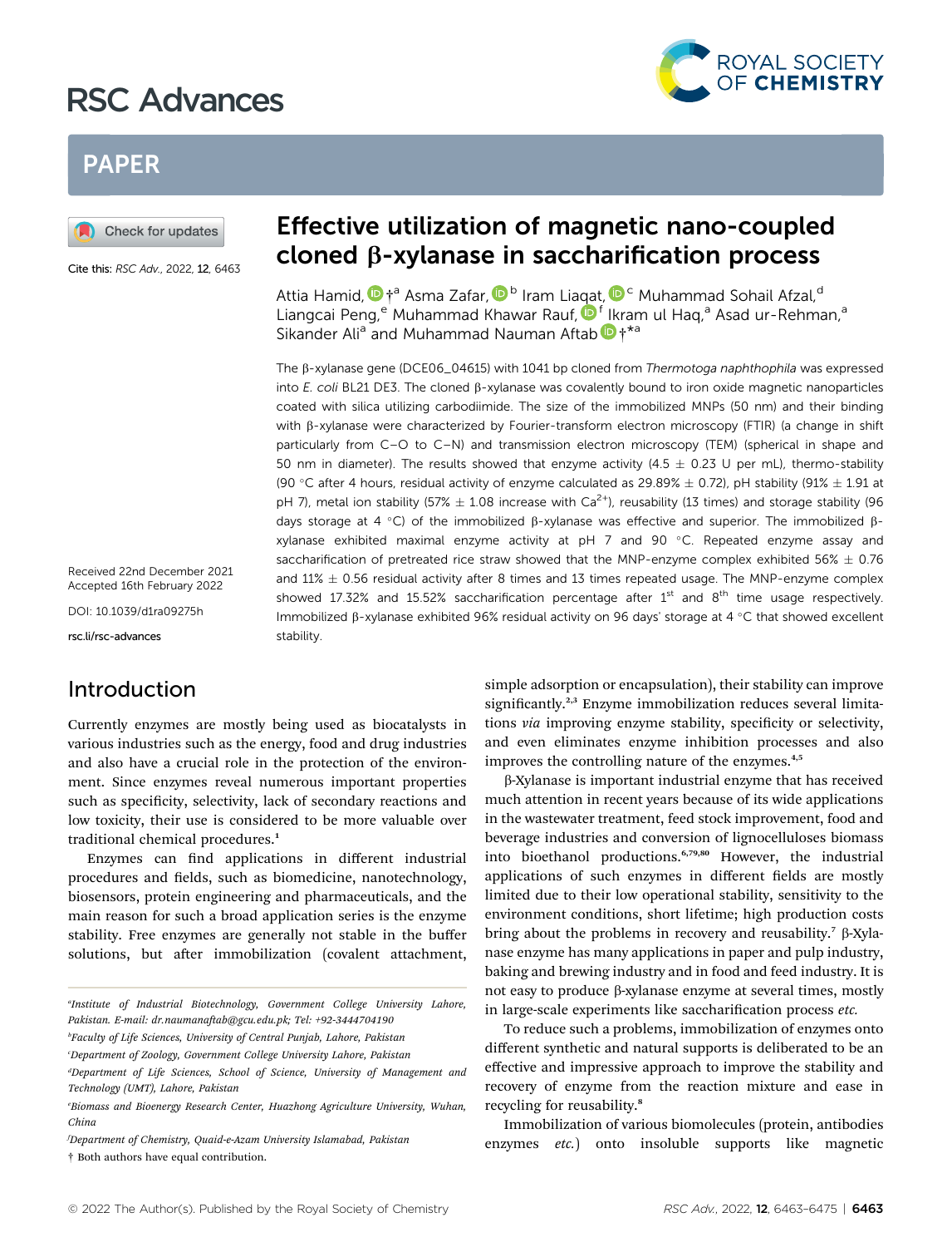# Effective utilization of magnetic nano-coupled cloned β-xylanase in saccharification process

Cite this: *RSC Adv.*, 2022, **12**, 6463

Attia Hamid, †[a] Asma Zafar, [b] Iram Liaqat, [c] Muhammad Sohail Afzal,[d] Liangcai Peng,[e] Muhammad Khawar Rauf, [f] Ikram ul Haq,[a] Asad ur-Rehman,[a] Sikander Ali[a] and Muhammad Nauman Aftab †*[a]

Received 22nd December 2021
Accepted 16th February 2022

DOI: 10.1039/d1ra09275h

rsc.li/rsc-advances

The β-xylanase gene (DCE06_04615) with 1041 bp cloned from *Thermotoga naphthophila* was expressed into *E. coli* BL21 DE3. The cloned β-xylanase was covalently bound to iron oxide magnetic nanoparticles coated with silica utilizing carbodiimide. The size of the immobilized MNPs (50 nm) and their binding with β-xylanase were characterized by Fourier-transform electron microscopy (FTIR) (a change in shift particularly from C–O to C–N) and transmission electron microscopy (TEM) (spherical in shape and 50 nm in diameter). The results showed that enzyme activity (4.5 ± 0.23 U per mL), thermo-stability (90 °C after 4 hours, residual activity of enzyme calculated as 29.89% ± 0.72), pH stability (91% ± 1.91 at pH 7), metal ion stability (57% ± 1.08 increase with $Ca^{2+}$), reusability (13 times) and storage stability (96 days storage at 4 °C) of the immobilized β-xylanase was effective and superior. The immobilized β-xylanase exhibited maximal enzyme activity at pH 7 and 90 °C. Repeated enzyme assay and saccharification of pretreated rice straw showed that the MNP-enzyme complex exhibited 56% ± 0.76 and 11% ± 0.56 residual activity after 8 times and 13 times repeated usage. The MNP-enzyme complex showed 17.32% and 15.52% saccharification percentage after 1st and 8th time usage respectively. Immobilized β-xylanase exhibited 96% residual activity on 96 days' storage at 4 °C that showed excellent stability.

## Introduction

Currently enzymes are mostly being used as biocatalysts in various industries such as the energy, food and drug industries and also have a crucial role in the protection of the environment. Since enzymes reveal numerous important properties such as specificity, selectivity, lack of secondary reactions and low toxicity, their use is considered to be more valuable over traditional chemical procedures.[1]

Enzymes can find applications in different industrial procedures and fields, such as biomedicine, nanotechnology, biosensors, protein engineering and pharmaceuticals, and the main reason for such a broad application series is the enzyme stability. Free enzymes are generally not stable in the buffer solutions, but after immobilization (covalent attachment, simple adsorption or encapsulation), their stability can improve significantly.[2,3] Enzyme immobilization reduces several limitations *via* improving enzyme stability, specificity or selectivity, and even eliminates enzyme inhibition processes and also improves the controlling nature of the enzymes.[4,5]

β-Xylanase is important industrial enzyme that has received much attention in recent years because of its wide applications in the wastewater treatment, feed stock improvement, food and beverage industries and conversion of lignocelluloses biomass into bioethanol productions.[6,79,80] However, the industrial applications of such enzymes in different fields are mostly limited due to their low operational stability, sensitivity to the environment conditions, short lifetime; high production costs bring about the problems in recovery and reusability.[7] β-Xylanase enzyme has many applications in paper and pulp industry, baking and brewing industry and in food and feed industry. It is not easy to produce β-xylanase enzyme at several times, mostly in large-scale experiments like saccharification process *etc.*

To reduce such a problems, immobilization of enzymes onto different synthetic and natural supports is deliberated to be an effective and impressive approach to improve the stability and recovery of enzyme from the reaction mixture and ease in recycling for reusability.[8]

Immobilization of various biomolecules (protein, antibodies enzymes *etc.*) onto insoluble supports like magnetic

---

[a] Institute of Industrial Biotechnology, Government College University Lahore, Pakistan. E-mail: dr.naumanaftab@gcu.edu.pk; Tel: +92-3444704190

[b] Faculty of Life Sciences, University of Central Punjab, Lahore, Pakistan

[c] Department of Zoology, Government College University Lahore, Pakistan

[d] Department of Life Sciences, School of Science, University of Management and Technology (UMT), Lahore, Pakistan

[e] Biomass and Bioenergy Research Center, Huazhong Agriculture University, Wuhan, China

[f] Department of Chemistry, Quaid-e-Azam University Islamabad, Pakistan

† Both authors have equal contribution.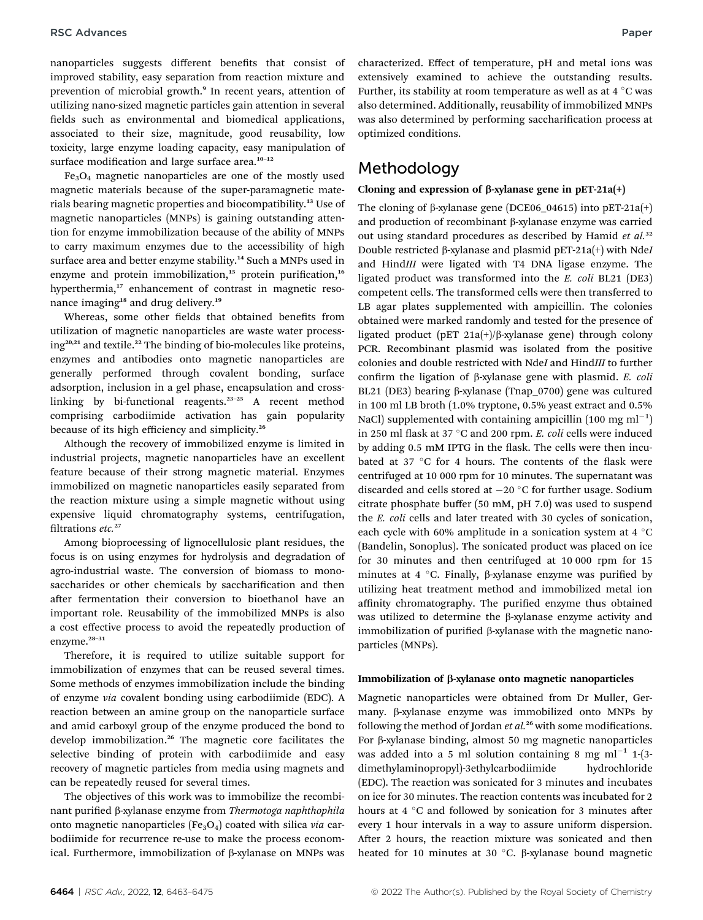nanoparticles suggests different benefits that consist of improved stability, easy separation from reaction mixture and prevention of microbial growth.[9] In recent years, attention of utilizing nano-sized magnetic particles gain attention in several fields such as environmental and biomedical applications, associated to their size, magnitude, good reusability, low toxicity, large enzyme loading capacity, easy manipulation of surface modification and large surface area.[10–12]

$Fe_3O_4$ magnetic nanoparticles are one of the mostly used magnetic materials because of the super-paramagnetic materials bearing magnetic properties and biocompatibility.[13] Use of magnetic nanoparticles (MNPs) is gaining outstanding attention for enzyme immobilization because of the ability of MNPs to carry maximum enzymes due to the accessibility of high surface area and better enzyme stability.[14] Such a MNPs used in enzyme and protein immobilization,[15] protein purification,[16] hyperthermia,[17] enhancement of contrast in magnetic resonance imaging[18] and drug delivery.[19]

Whereas, some other fields that obtained benefits from utilization of magnetic nanoparticles are waste water processing[20,21] and textile.[22] The binding of bio-molecules like proteins, enzymes and antibodies onto magnetic nanoparticles are generally performed through covalent bonding, surface adsorption, inclusion in a gel phase, encapsulation and cross-linking by bi-functional reagents.[23–25] A recent method comprising carbodiimide activation has gain popularity because of its high efficiency and simplicity.[26]

Although the recovery of immobilized enzyme is limited in industrial projects, magnetic nanoparticles have an excellent feature because of their strong magnetic material. Enzymes immobilized on magnetic nanoparticles easily separated from the reaction mixture using a simple magnetic without using expensive liquid chromatography systems, centrifugation, filtrations *etc.*[27]

Among bioprocessing of lignocellulosic plant residues, the focus is on using enzymes for hydrolysis and degradation of agro-industrial waste. The conversion of biomass to monosaccharides or other chemicals by saccharification and then after fermentation their conversion to bioethanol have an important role. Reusability of the immobilized MNPs is also a cost effective process to avoid the repeatedly production of enzyme.[28–31]

Therefore, it is required to utilize suitable support for immobilization of enzymes that can be reused several times. Some methods of enzymes immobilization include the binding of enzyme *via* covalent bonding using carbodiimide (EDC). A reaction between an amine group on the nanoparticle surface and amid carboxyl group of the enzyme produced the bond to develop immobilization.[26] The magnetic core facilitates the selective binding of protein with carbodiimide and easy recovery of magnetic particles from media using magnets and can be repeatedly reused for several times.

The objectives of this work was to immobilize the recombinant purified β-xylanase enzyme from *Thermotoga naphthophila* onto magnetic nanoparticles ($Fe_3O_4$) coated with silica *via* carbodiimide for recurrence re-use to make the process economical. Furthermore, immobilization of β-xylanase on MNPs was characterized. Effect of temperature, pH and metal ions was extensively examined to achieve the outstanding results. Further, its stability at room temperature as well as at 4 °C was also determined. Additionally, reusability of immobilized MNPs was also determined by performing saccharification process at optimized conditions.

## Methodology

### Cloning and expression of β-xylanase gene in pET-21a(+)

The cloning of β-xylanase gene (DCE06_04615) into pET-21a(+) and production of recombinant β-xylanase enzyme was carried out using standard procedures as described by Hamid *et al.*[32] Double restricted β-xylanase and plasmid pET-21a(+) with Nde*I* and Hind*III* were ligated with T4 DNA ligase enzyme. The ligated product was transformed into the *E. coli* BL21 (DE3) competent cells. The transformed cells were then transferred to LB agar plates supplemented with ampicillin. The colonies obtained were marked randomly and tested for the presence of ligated product (pET 21a(+)/β-xylanase gene) through colony PCR. Recombinant plasmid was isolated from the positive colonies and double restricted with Nde*I* and Hind*III* to further confirm the ligation of β-xylanase gene with plasmid. *E. coli* BL21 (DE3) bearing β-xylanase (Tnap_0700) gene was cultured in 100 ml LB broth (1.0% tryptone, 0.5% yeast extract and 0.5% NaCl) supplemented with containing ampicillin (100 mg $ml^{-1}$) in 250 ml flask at 37 °C and 200 rpm. *E. coli* cells were induced by adding 0.5 mM IPTG in the flask. The cells were then incubated at 37 °C for 4 hours. The contents of the flask were centrifuged at 10 000 rpm for 10 minutes. The supernatant was discarded and cells stored at −20 °C for further usage. Sodium citrate phosphate buffer (50 mM, pH 7.0) was used to suspend the *E. coli* cells and later treated with 30 cycles of sonication, each cycle with 60% amplitude in a sonication system at 4 °C (Bandelin, Sonoplus). The sonicated product was placed on ice for 30 minutes and then centrifuged at 10 000 rpm for 15 minutes at 4 °C. Finally, β-xylanase enzyme was purified by utilizing heat treatment method and immobilized metal ion affinity chromatography. The purified enzyme thus obtained was utilized to determine the β-xylanase enzyme activity and immobilization of purified β-xylanase with the magnetic nanoparticles (MNPs).

### Immobilization of β-xylanase onto magnetic nanoparticles

Magnetic nanoparticles were obtained from Dr Muller, Germany. β-xylanase enzyme was immobilized onto MNPs by following the method of Jordan *et al.*[26] with some modifications. For β-xylanase binding, almost 50 mg magnetic nanoparticles was added into a 5 ml solution containing 8 mg $ml^{-1}$ 1-(3-dimethylaminopropyl)-3ethylcarbodiimide hydrochloride (EDC). The reaction was sonicated for 3 minutes and incubates on ice for 30 minutes. The reaction contents was incubated for 2 hours at 4 °C and followed by sonication for 3 minutes after every 1 hour intervals in a way to assure uniform dispersion. After 2 hours, the reaction mixture was sonicated and then heated for 10 minutes at 30 °C. β-xylanase bound magnetic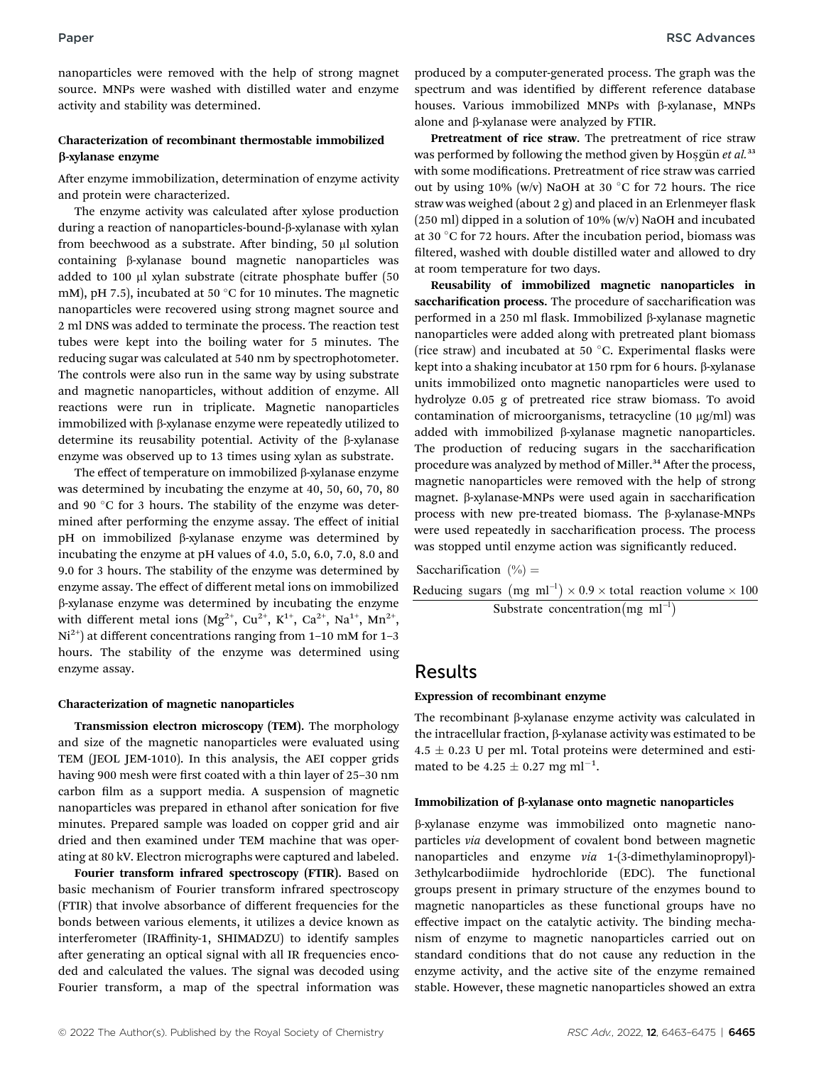nanoparticles were removed with the help of strong magnet source. MNPs were washed with distilled water and enzyme activity and stability was determined.

#### Characterization of recombinant thermostable immobilized β-xylanase enzyme

After enzyme immobilization, determination of enzyme activity and protein were characterized.

The enzyme activity was calculated after xylose production during a reaction of nanoparticles-bound-β-xylanase with xylan from beechwood as a substrate. After binding, 50 μl solution containing β-xylanase bound magnetic nanoparticles was added to 100 μl xylan substrate (citrate phosphate buffer (50 mM), pH 7.5), incubated at 50 °C for 10 minutes. The magnetic nanoparticles were recovered using strong magnet source and 2 ml DNS was added to terminate the process. The reaction test tubes were kept into the boiling water for 5 minutes. The reducing sugar was calculated at 540 nm by spectrophotometer. The controls were also run in the same way by using substrate and magnetic nanoparticles, without addition of enzyme. All reactions were run in triplicate. Magnetic nanoparticles immobilized with β-xylanase enzyme were repeatedly utilized to determine its reusability potential. Activity of the β-xylanase enzyme was observed up to 13 times using xylan as substrate.

The effect of temperature on immobilized β-xylanase enzyme was determined by incubating the enzyme at 40, 50, 60, 70, 80 and 90 °C for 3 hours. The stability of the enzyme was determined after performing the enzyme assay. The effect of initial pH on immobilized β-xylanase enzyme was determined by incubating the enzyme at pH values of 4.0, 5.0, 6.0, 7.0, 8.0 and 9.0 for 3 hours. The stability of the enzyme was determined by enzyme assay. The effect of different metal ions on immobilized β-xylanase enzyme was determined by incubating the enzyme with different metal ions ($Mg^{2+}$, $Cu^{2+}$, $K^{1+}$, $Ca^{2+}$, $Na^{1+}$, $Mn^{2+}$, $Ni^{2+}$) at different concentrations ranging from 1–10 mM for 1–3 hours. The stability of the enzyme was determined using enzyme assay.

#### Characterization of magnetic nanoparticles

**Transmission electron microscopy (TEM).** The morphology and size of the magnetic nanoparticles were evaluated using TEM (JEOL JEM-1010). In this analysis, the AEI copper grids having 900 mesh were first coated with a thin layer of 25–30 nm carbon film as a support media. A suspension of magnetic nanoparticles was prepared in ethanol after sonication for five minutes. Prepared sample was loaded on copper grid and air dried and then examined under TEM machine that was operating at 80 kV. Electron micrographs were captured and labeled.

**Fourier transform infrared spectroscopy (FTIR).** Based on basic mechanism of Fourier transform infrared spectroscopy (FTIR) that involve absorbance of different frequencies for the bonds between various elements, it utilizes a device known as interferometer (IRAffinity-1, SHIMADZU) to identify samples after generating an optical signal with all IR frequencies encoded and calculated the values. The signal was decoded using Fourier transform, a map of the spectral information was produced by a computer-generated process. The graph was the spectrum and was identified by different reference database houses. Various immobilized MNPs with β-xylanase, MNPs alone and β-xylanase were analyzed by FTIR.

**Pretreatment of rice straw.** The pretreatment of rice straw was performed by following the method given by Hoşgün *et al.*[33] with some modifications. Pretreatment of rice straw was carried out by using 10% (w/v) NaOH at 30 °C for 72 hours. The rice straw was weighed (about 2 g) and placed in an Erlenmeyer flask (250 ml) dipped in a solution of 10% (w/v) NaOH and incubated at 30 °C for 72 hours. After the incubation period, biomass was filtered, washed with double distilled water and allowed to dry at room temperature for two days.

**Reusability of immobilized magnetic nanoparticles in saccharification process.** The procedure of saccharification was performed in a 250 ml flask. Immobilized β-xylanase magnetic nanoparticles were added along with pretreated plant biomass (rice straw) and incubated at 50 °C. Experimental flasks were kept into a shaking incubator at 150 rpm for 6 hours. β-xylanase units immobilized onto magnetic nanoparticles were used to hydrolyze 0.05 g of pretreated rice straw biomass. To avoid contamination of microorganisms, tetracycline (10 μg/ml) was added with immobilized β-xylanase magnetic nanoparticles. The production of reducing sugars in the saccharification procedure was analyzed by method of Miller.[34] After the process, magnetic nanoparticles were removed with the help of strong magnet. β-xylanase-MNPs were used again in saccharification process with new pre-treated biomass. The β-xylanase-MNPs were used repeatedly in saccharification process. The process was stopped until enzyme action was significantly reduced.

$$\text{Saccharification (\%)} = \frac{\text{Reducing sugars (mg ml}^{-1}) \times 0.9 \times \text{total reaction volume} \times 100}{\text{Substrate concentration(mg ml}^{-1})}$$

## Results

#### Expression of recombinant enzyme

The recombinant β-xylanase enzyme activity was calculated in the intracellular fraction, β-xylanase activity was estimated to be 4.5 ± 0.23 U per ml. Total proteins were determined and estimated to be 4.25 ± 0.27 mg ml$^{-1}$.

#### Immobilization of β-xylanase onto magnetic nanoparticles

β-xylanase enzyme was immobilized onto magnetic nanoparticles *via* development of covalent bond between magnetic nanoparticles and enzyme *via* 1-(3-dimethylaminopropyl)-3ethylcarbodiimide hydrochloride (EDC). The functional groups present in primary structure of the enzymes bound to magnetic nanoparticles as these functional groups have no effective impact on the catalytic activity. The binding mechanism of enzyme to magnetic nanoparticles carried out on standard conditions that do not cause any reduction in the enzyme activity, and the active site of the enzyme remained stable. However, these magnetic nanoparticles showed an extra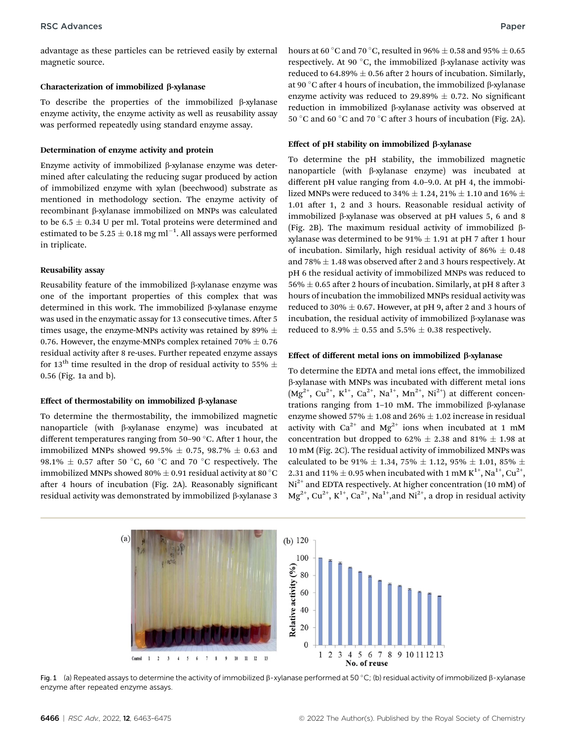advantage as these particles can be retrieved easily by external magnetic source.

### Characterization of immobilized β-xylanase

To describe the properties of the immobilized β-xylanase enzyme activity, the enzyme activity as well as reusability assay was performed repeatedly using standard enzyme assay.

### Determination of enzyme activity and protein

Enzyme activity of immobilized β-xylanase enzyme was determined after calculating the reducing sugar produced by action of immobilized enzyme with xylan (beechwood) substrate as mentioned in methodology section. The enzyme activity of recombinant β-xylanase immobilized on MNPs was calculated to be 6.5 ± 0.34 U per ml. Total proteins were determined and estimated to be 5.25 ± 0.18 mg $ml^{-1}$. All assays were performed in triplicate.

### Reusability assay

Reusability feature of the immobilized β-xylanase enzyme was one of the important properties of this complex that was determined in this work. The immobilized β-xylanase enzyme was used in the enzymatic assay for 13 consecutive times. After 5 times usage, the enzyme-MNPs activity was retained by 89% ± 0.76. However, the enzyme-MNPs complex retained 70% ± 0.76 residual activity after 8 re-uses. Further repeated enzyme assays for 13$^{th}$ time resulted in the drop of residual activity to 55% ± 0.56 (Fig. 1a and b).

### Effect of thermostability on immobilized β-xylanase

To determine the thermostability, the immobilized magnetic nanoparticle (with β-xylanase enzyme) was incubated at different temperatures ranging from 50–90 °C. After 1 hour, the immobilized MNPs showed 99.5% ± 0.75, 98.7% ± 0.63 and 98.1% ± 0.57 after 50 °C, 60 °C and 70 °C respectively. The immobilized MNPs showed 80% ± 0.91 residual activity at 80 °C after 4 hours of incubation (Fig. 2A). Reasonably significant residual activity was demonstrated by immobilized β-xylanase 3 hours at 60 °C and 70 °C, resulted in 96% ± 0.58 and 95% ± 0.65 respectively. At 90 °C, the immobilized β-xylanase activity was reduced to 64.89% ± 0.56 after 2 hours of incubation. Similarly, at 90 °C after 4 hours of incubation, the immobilized β-xylanase enzyme activity was reduced to 29.89% ± 0.72. No significant reduction in immobilized β-xylanase activity was observed at 50 °C and 60 °C and 70 °C after 3 hours of incubation (Fig. 2A).

### Effect of pH stability on immobilized β-xylanase

To determine the pH stability, the immobilized magnetic nanoparticle (with β-xylanase enzyme) was incubated at different pH value ranging from 4.0–9.0. At pH 4, the immobilized MNPs were reduced to 34% ± 1.24, 21% ± 1.10 and 16% ± 1.01 after 1, 2 and 3 hours. Reasonable residual activity of immobilized β-xylanase was observed at pH values 5, 6 and 8 (Fig. 2B). The maximum residual activity of immobilized β-xylanase was determined to be 91% ± 1.91 at pH 7 after 1 hour of incubation. Similarly, high residual activity of 86% ± 0.48 and 78% ± 1.48 was observed after 2 and 3 hours respectively. At pH 6 the residual activity of immobilized MNPs was reduced to 56% ± 0.65 after 2 hours of incubation. Similarly, at pH 8 after 3 hours of incubation the immobilized MNPs residual activity was reduced to 30% ± 0.67. However, at pH 9, after 2 and 3 hours of incubation, the residual activity of immobilized β-xylanase was reduced to 8.9% ± 0.55 and 5.5% ± 0.38 respectively.

### Effect of different metal ions on immobilized β-xylanase

To determine the EDTA and metal ions effect, the immobilized β-xylanase with MNPs was incubated with different metal ions ($Mg^{2+}$, $Cu^{2+}$, $K^{1+}$, $Ca^{2+}$, $Na^{1+}$, $Mn^{2+}$, $Ni^{2+}$) at different concentrations ranging from 1–10 mM. The immobilized β-xylanase enzyme showed 57% ± 1.08 and 26% ± 1.02 increase in residual activity with $Ca^{2+}$ and $Mg^{2+}$ ions when incubated at 1 mM concentration but dropped to 62% ± 2.38 and 81% ± 1.98 at 10 mM (Fig. 2C). The residual activity of immobilized MNPs was calculated to be 91% ± 1.34, 75% ± 1.12, 95% ± 1.01, 85% ± 2.31 and 11% ± 0.95 when incubated with 1 mM $K^{1+}$, $Na^{1+}$, $Cu^{2+}$, $Ni^{2+}$ and EDTA respectively. At higher concentration (10 mM) of $Mg^{2+}$, $Cu^{2+}$, $K^{1+}$, $Ca^{2+}$, $Na^{1+}$,and $Ni^{2+}$, a drop in residual activity

Fig. 1 (a) Repeated assays to determine the activity of immobilized β-xylanase performed at 50 °C; (b) residual activity of immobilized β-xylanase enzyme after repeated enzyme assays.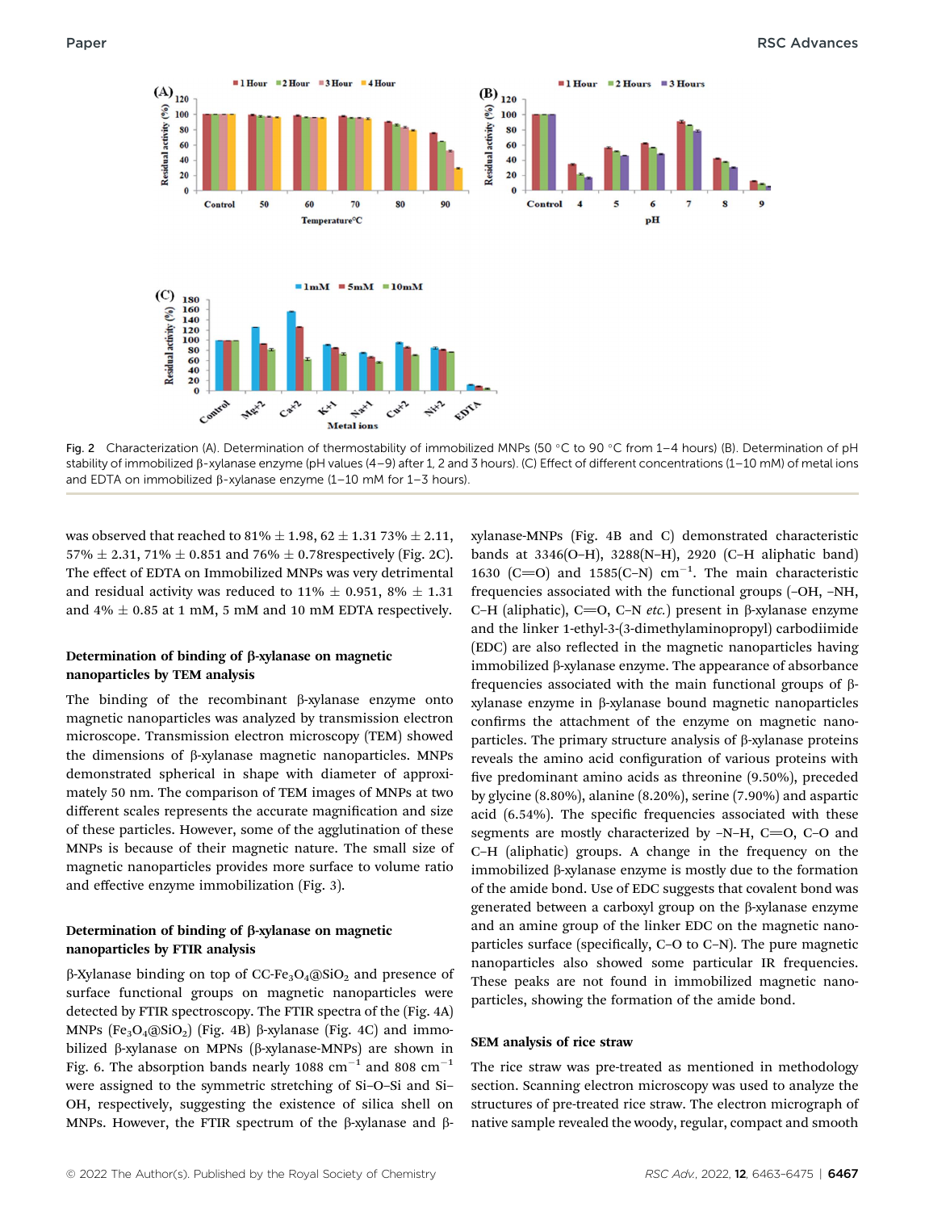Fig. 2 Characterization (A). Determination of thermostability of immobilized MNPs (50 °C to 90 °C from 1–4 hours) (B). Determination of pH stability of immobilized β-xylanase enzyme (pH values (4–9) after 1, 2 and 3 hours). (C) Effect of different concentrations (1–10 mM) of metal ions and EDTA on immobilized β-xylanase enzyme (1–10 mM for 1–3 hours).

was observed that reached to 81% ± 1.98, 62 ± 1.31 73% ± 2.11, 57% ± 2.31, 71% ± 0.851 and 76% ± 0.78respectively (Fig. 2C). The effect of EDTA on Immobilized MNPs was very detrimental and residual activity was reduced to 11% ± 0.951, 8% ± 1.31 and 4% ± 0.85 at 1 mM, 5 mM and 10 mM EDTA respectively.

### Determination of binding of β-xylanase on magnetic nanoparticles by TEM analysis

The binding of the recombinant β-xylanase enzyme onto magnetic nanoparticles was analyzed by transmission electron microscope. Transmission electron microscopy (TEM) showed the dimensions of β-xylanase magnetic nanoparticles. MNPs demonstrated spherical in shape with diameter of approximately 50 nm. The comparison of TEM images of MNPs at two different scales represents the accurate magnification and size of these particles. However, some of the agglutination of these MNPs is because of their magnetic nature. The small size of magnetic nanoparticles provides more surface to volume ratio and effective enzyme immobilization (Fig. 3).

### Determination of binding of β-xylanase on magnetic nanoparticles by FTIR analysis

β-Xylanase binding on top of CC-$Fe_3O_4$@$SiO_2$ and presence of surface functional groups on magnetic nanoparticles were detected by FTIR spectroscopy. The FTIR spectra of the (Fig. 4A) MNPs ($Fe_3O_4$@$SiO_2$) (Fig. 4B) β-xylanase (Fig. 4C) and immobilized β-xylanase on MPNs (β-xylanase-MNPs) are shown in Fig. 6. The absorption bands nearly 1088 $cm^{-1}$ and 808 $cm^{-1}$ were assigned to the symmetric stretching of Si–O–Si and Si–OH, respectively, suggesting the existence of silica shell on MNPs. However, the FTIR spectrum of the β-xylanase and β-xylanase-MNPs (Fig. 4B and C) demonstrated characteristic bands at 3346(O–H), 3288(N–H), 2920 (C–H aliphatic band) 1630 (C═O) and 1585(C–N) $cm^{-1}$. The main characteristic frequencies associated with the functional groups (–OH, –NH, C–H (aliphatic), C═O, C–N *etc.*) present in β-xylanase enzyme and the linker 1-ethyl-3-(3-dimethylaminopropyl) carbodiimide (EDC) are also reflected in the magnetic nanoparticles having immobilized β-xylanase enzyme. The appearance of absorbance frequencies associated with the main functional groups of β-xylanase enzyme in β-xylanase bound magnetic nanoparticles confirms the attachment of the enzyme on magnetic nanoparticles. The primary structure analysis of β-xylanase proteins reveals the amino acid configuration of various proteins with five predominant amino acids as threonine (9.50%), preceded by glycine (8.80%), alanine (8.20%), serine (7.90%) and aspartic acid (6.54%). The specific frequencies associated with these segments are mostly characterized by –N–H, C═O, C–O and C–H (aliphatic) groups. A change in the frequency on the immobilized β-xylanase enzyme is mostly due to the formation of the amide bond. Use of EDC suggests that covalent bond was generated between a carboxyl group on the β-xylanase enzyme and an amine group of the linker EDC on the magnetic nanoparticles surface (specifically, C–O to C–N). The pure magnetic nanoparticles also showed some particular IR frequencies. These peaks are not found in immobilized magnetic nanoparticles, showing the formation of the amide bond.

### SEM analysis of rice straw

The rice straw was pre-treated as mentioned in methodology section. Scanning electron microscopy was used to analyze the structures of pre-treated rice straw. The electron micrograph of native sample revealed the woody, regular, compact and smooth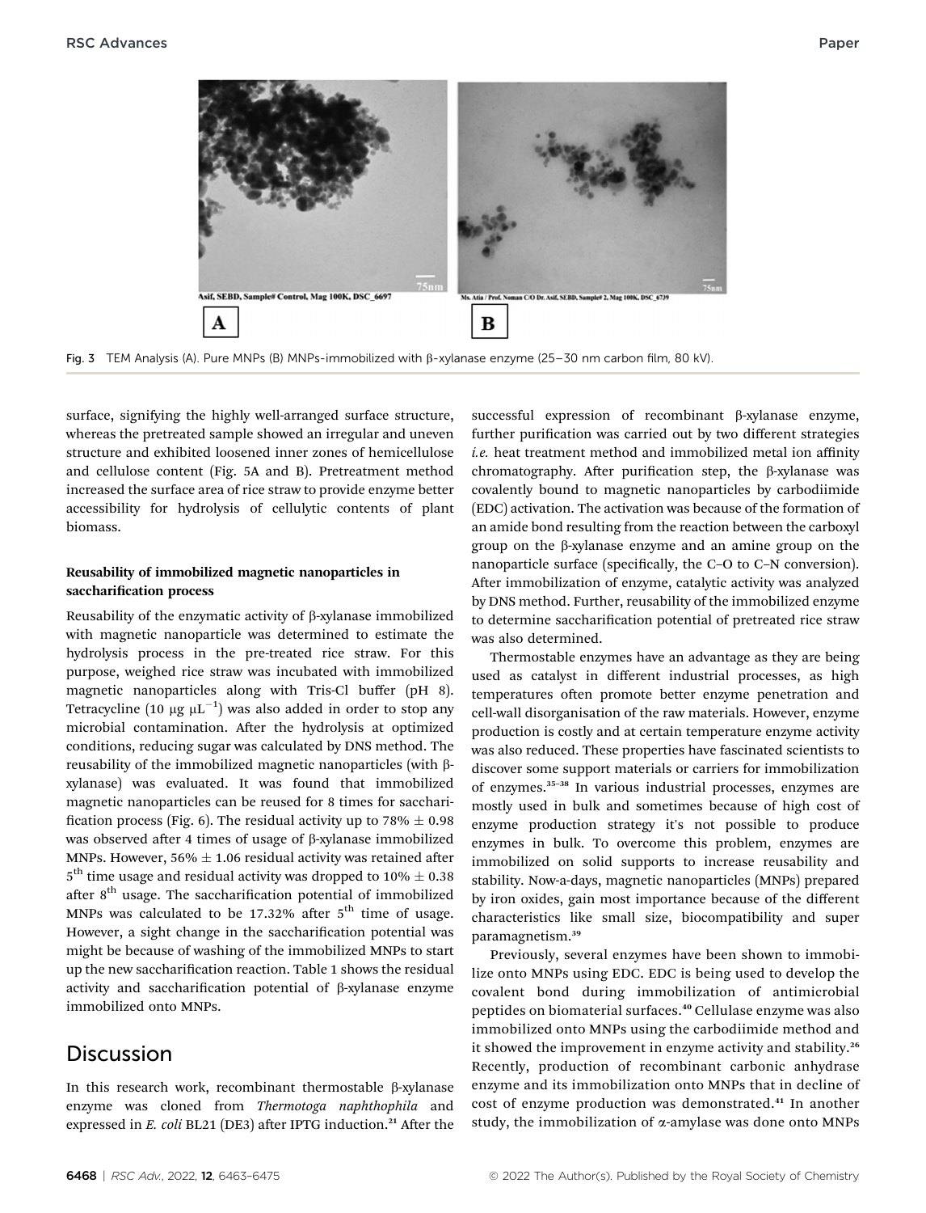Fig. 3 TEM Analysis (A). Pure MNPs (B) MNPs-immobilized with β-xylanase enzyme (25–30 nm carbon film, 80 kV).

surface, signifying the highly well-arranged surface structure, whereas the pretreated sample showed an irregular and uneven structure and exhibited loosened inner zones of hemicellulose and cellulose content (Fig. 5A and B). Pretreatment method increased the surface area of rice straw to provide enzyme better accessibility for hydrolysis of cellulytic contents of plant biomass.

### Reusability of immobilized magnetic nanoparticles in saccharification process

Reusability of the enzymatic activity of β-xylanase immobilized with magnetic nanoparticle was determined to estimate the hydrolysis process in the pre-treated rice straw. For this purpose, weighed rice straw was incubated with immobilized magnetic nanoparticles along with Tris-Cl buffer (pH 8). Tetracycline (10 μg μL$^{-1}$) was also added in order to stop any microbial contamination. After the hydrolysis at optimized conditions, reducing sugar was calculated by DNS method. The reusability of the immobilized magnetic nanoparticles (with β-xylanase) was evaluated. It was found that immobilized magnetic nanoparticles can be reused for 8 times for saccharification process (Fig. 6). The residual activity up to 78% ± 0.98 was observed after 4 times of usage of β-xylanase immobilized MNPs. However, 56% ± 1.06 residual activity was retained after 5$^{th}$ time usage and residual activity was dropped to 10% ± 0.38 after 8$^{th}$ usage. The saccharification potential of immobilized MNPs was calculated to be 17.32% after 5$^{th}$ time of usage. However, a sight change in the saccharification potential was might be because of washing of the immobilized MNPs to start up the new saccharification reaction. Table 1 shows the residual activity and saccharification potential of β-xylanase enzyme immobilized onto MNPs.

## Discussion

In this research work, recombinant thermostable β-xylanase enzyme was cloned from *Thermotoga naphthophila* and expressed in *E. coli* BL21 (DE3) after IPTG induction.[21] After the successful expression of recombinant β-xylanase enzyme, further purification was carried out by two different strategies *i.e.* heat treatment method and immobilized metal ion affinity chromatography. After purification step, the β-xylanase was covalently bound to magnetic nanoparticles by carbodiimide (EDC) activation. The activation was because of the formation of an amide bond resulting from the reaction between the carboxyl group on the β-xylanase enzyme and an amine group on the nanoparticle surface (specifically, the C–O to C–N conversion). After immobilization of enzyme, catalytic activity was analyzed by DNS method. Further, reusability of the immobilized enzyme to determine saccharification potential of pretreated rice straw was also determined.

Thermostable enzymes have an advantage as they are being used as catalyst in different industrial processes, as high temperatures often promote better enzyme penetration and cell-wall disorganisation of the raw materials. However, enzyme production is costly and at certain temperature enzyme activity was also reduced. These properties have fascinated scientists to discover some support materials or carriers for immobilization of enzymes.[35–38] In various industrial processes, enzymes are mostly used in bulk and sometimes because of high cost of enzyme production strategy it's not possible to produce enzymes in bulk. To overcome this problem, enzymes are immobilized on solid supports to increase reusability and stability. Now-a-days, magnetic nanoparticles (MNPs) prepared by iron oxides, gain most importance because of the different characteristics like small size, biocompatibility and super paramagnetism.[39]

Previously, several enzymes have been shown to immobilize onto MNPs using EDC. EDC is being used to develop the covalent bond during immobilization of antimicrobial peptides on biomaterial surfaces.[40] Cellulase enzyme was also immobilized onto MNPs using the carbodiimide method and it showed the improvement in enzyme activity and stability.[26] Recently, production of recombinant carbonic anhydrase enzyme and its immobilization onto MNPs that in decline of cost of enzyme production was demonstrated.[41] In another study, the immobilization of α-amylase was done onto MNPs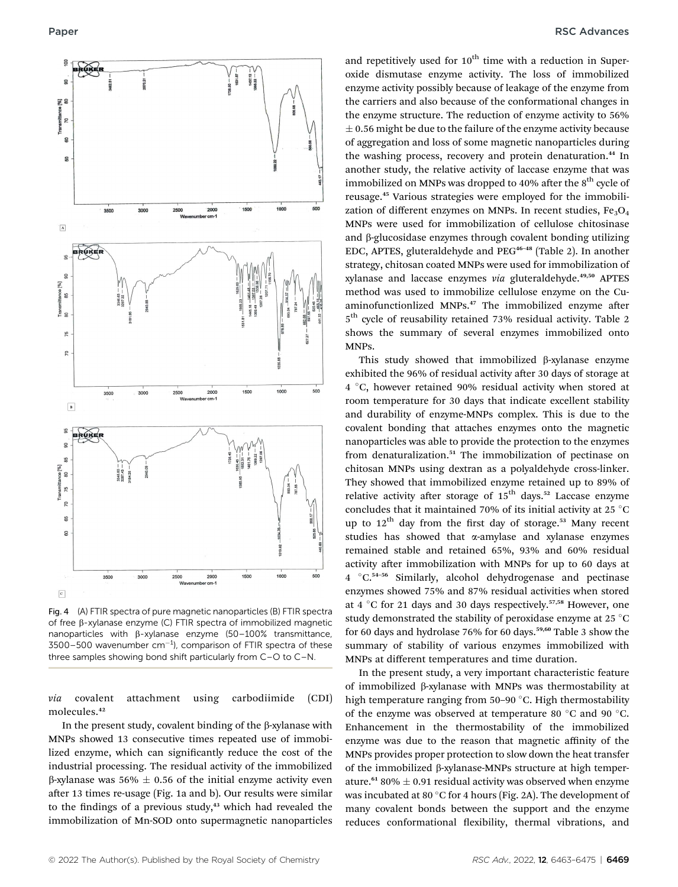Fig. 4 (A) FTIR spectra of pure magnetic nanoparticles (B) FTIR spectra of free β-xylanase enzyme (C) FTIR spectra of immobilized magnetic nanoparticles with β-xylanase enzyme (50–100% transmittance, 3500–500 wavenumber $cm^{-1}$), comparison of FTIR spectra of these three samples showing bond shift particularly from C–O to C–N.

*via* covalent attachment using carbodiimide (CDI) molecules.[42]

In the present study, covalent binding of the β-xylanase with MNPs showed 13 consecutive times repeated use of immobilized enzyme, which can significantly reduce the cost of the industrial processing. The residual activity of the immobilized β-xylanase was 56% ± 0.56 of the initial enzyme activity even after 13 times re-usage (Fig. 1a and b). Our results were similar to the findings of a previous study,[43] which had revealed the immobilization of Mn-SOD onto supermagnetic nanoparticles and repetitively used for 10th time with a reduction in Superoxide dismutase enzyme activity. The loss of immobilized enzyme activity possibly because of leakage of the enzyme from the carriers and also because of the conformational changes in the enzyme structure. The reduction of enzyme activity to 56% ± 0.56 might be due to the failure of the enzyme activity because of aggregation and loss of some magnetic nanoparticles during the washing process, recovery and protein denaturation.[44] In another study, the relative activity of laccase enzyme that was immobilized on MNPs was dropped to 40% after the 8th cycle of reusage.[45] Various strategies were employed for the immobilization of different enzymes on MNPs. In recent studies, $Fe_3O_4$ MNPs were used for immobilization of cellulose chitosinase and β-glucosidase enzymes through covalent bonding utilizing EDC, APTES, gluteraldehyde and PEG[46–48] (Table 2). In another strategy, chitosan coated MNPs were used for immobilization of xylanase and laccase enzymes *via* gluteraldehyde.[49,50] APTES method was used to immobilize cellulose enzyme on the Cu-aminofunctionlized MNPs.[47] The immobilized enzyme after 5th cycle of reusability retained 73% residual activity. Table 2 shows the summary of several enzymes immobilized onto MNPs.

This study showed that immobilized β-xylanase enzyme exhibited the 96% of residual activity after 30 days of storage at 4 °C, however retained 90% residual activity when stored at room temperature for 30 days that indicate excellent stability and durability of enzyme-MNPs complex. This is due to the covalent bonding that attaches enzymes onto the magnetic nanoparticles was able to provide the protection to the enzymes from denaturalization.[51] The immobilization of pectinase on chitosan MNPs using dextran as a polyaldehyde cross-linker. They showed that immobilized enzyme retained up to 89% of relative activity after storage of 15th days.[52] Laccase enzyme concludes that it maintained 70% of its initial activity at 25 °C up to 12th day from the first day of storage.[53] Many recent studies has showed that α-amylase and xylanase enzymes remained stable and retained 65%, 93% and 60% residual activity after immobilization with MNPs for up to 60 days at 4 °C.[54–56] Similarly, alcohol dehydrogenase and pectinase enzymes showed 75% and 87% residual activities when stored at 4 °C for 21 days and 30 days respectively.[57,58] However, one study demonstrated the stability of peroxidase enzyme at 25 °C for 60 days and hydrolase 76% for 60 days.[59,60] Table 3 show the summary of stability of various enzymes immobilized with MNPs at different temperatures and time duration.

In the present study, a very important characteristic feature of immobilized β-xylanase with MNPs was thermostability at high temperature ranging from 50–90 °C. High thermostability of the enzyme was observed at temperature 80 °C and 90 °C. Enhancement in the thermostability of the immobilized enzyme was due to the reason that magnetic affinity of the MNPs provides proper protection to slow down the heat transfer of the immobilized β-xylanase-MNPs structure at high temperature.[61] 80% ± 0.91 residual activity was observed when enzyme was incubated at 80 °C for 4 hours (Fig. 2A). The development of many covalent bonds between the support and the enzyme reduces conformational flexibility, thermal vibrations, and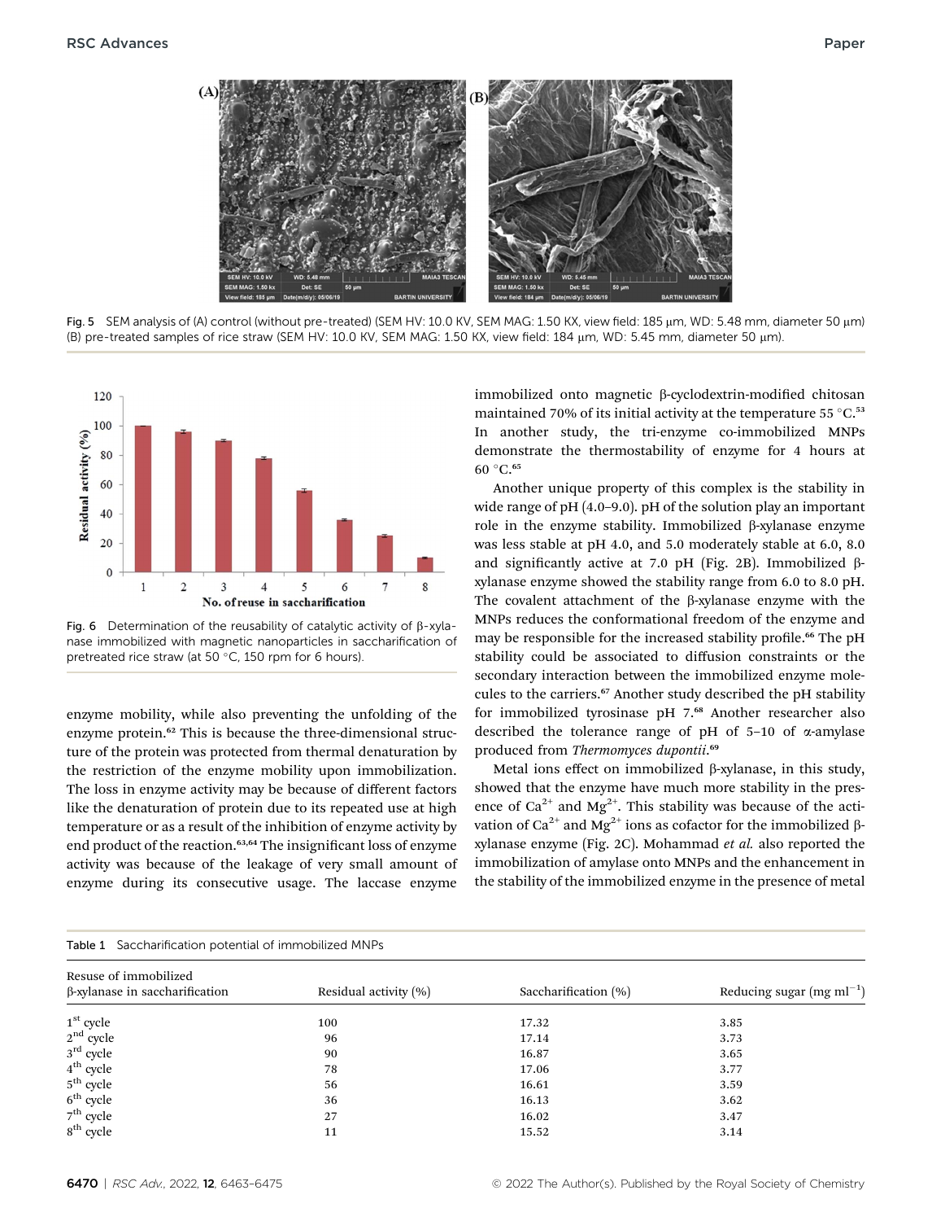Fig. 5 SEM analysis of (A) control (without pre-treated) (SEM HV: 10.0 KV, SEM MAG: 1.50 KX, view field: 185 μm, WD: 5.48 mm, diameter 50 μm) (B) pre-treated samples of rice straw (SEM HV: 10.0 KV, SEM MAG: 1.50 KX, view field: 184 μm, WD: 5.45 mm, diameter 50 μm).

Fig. 6 Determination of the reusability of catalytic activity of β-xylanase immobilized with magnetic nanoparticles in saccharification of pretreated rice straw (at 50 °C, 150 rpm for 6 hours).

enzyme mobility, while also preventing the unfolding of the enzyme protein.[62] This is because the three-dimensional structure of the protein was protected from thermal denaturation by the restriction of the enzyme mobility upon immobilization. The loss in enzyme activity may be because of different factors like the denaturation of protein due to its repeated use at high temperature or as a result of the inhibition of enzyme activity by end product of the reaction.[63,64] The insignificant loss of enzyme activity was because of the leakage of very small amount of enzyme during its consecutive usage. The laccase enzyme immobilized onto magnetic β-cyclodextrin-modified chitosan maintained 70% of its initial activity at the temperature 55 °C.[53] In another study, the tri-enzyme co-immobilized MNPs demonstrate the thermostability of enzyme for 4 hours at 60 °C.[65]

Another unique property of this complex is the stability in wide range of pH (4.0–9.0). pH of the solution play an important role in the enzyme stability. Immobilized β-xylanase enzyme was less stable at pH 4.0, and 5.0 moderately stable at 6.0, 8.0 and significantly active at 7.0 pH (Fig. 2B). Immobilized β-xylanase enzyme showed the stability range from 6.0 to 8.0 pH. The covalent attachment of the β-xylanase enzyme with the MNPs reduces the conformational freedom of the enzyme and may be responsible for the increased stability profile.[66] The pH stability could be associated to diffusion constraints or the secondary interaction between the immobilized enzyme molecules to the carriers.[67] Another study described the pH stability for immobilized tyrosinase pH 7.[68] Another researcher also described the tolerance range of pH of 5–10 of α-amylase produced from *Thermomyces dupontii*.[69]

Metal ions effect on immobilized β-xylanase, in this study, showed that the enzyme have much more stability in the presence of $Ca^{2+}$ and $Mg^{2+}$. This stability was because of the activation of $Ca^{2+}$ and $Mg^{2+}$ ions as cofactor for the immobilized β-xylanase enzyme (Fig. 2C). Mohammad *et al.* also reported the immobilization of amylase onto MNPs and the enhancement in the stability of the immobilized enzyme in the presence of metal

Table 1 Saccharification potential of immobilized MNPs

| Reuse of immobilized β-xylanase in saccharification | Residual activity (%) | Saccharification (%) | Reducing sugar (mg $ml^{-1}$) |
|---|---|---|---|
| 1st cycle | 100 | 17.32 | 3.85 |
| 2nd cycle | 96 | 17.14 | 3.73 |
| 3rd cycle | 90 | 16.87 | 3.65 |
| 4th cycle | 78 | 17.06 | 3.77 |
| 5th cycle | 56 | 16.61 | 3.59 |
| 6th cycle | 36 | 16.13 | 3.62 |
| 7th cycle | 27 | 16.02 | 3.47 |
| 8th cycle | 11 | 15.52 | 3.14 |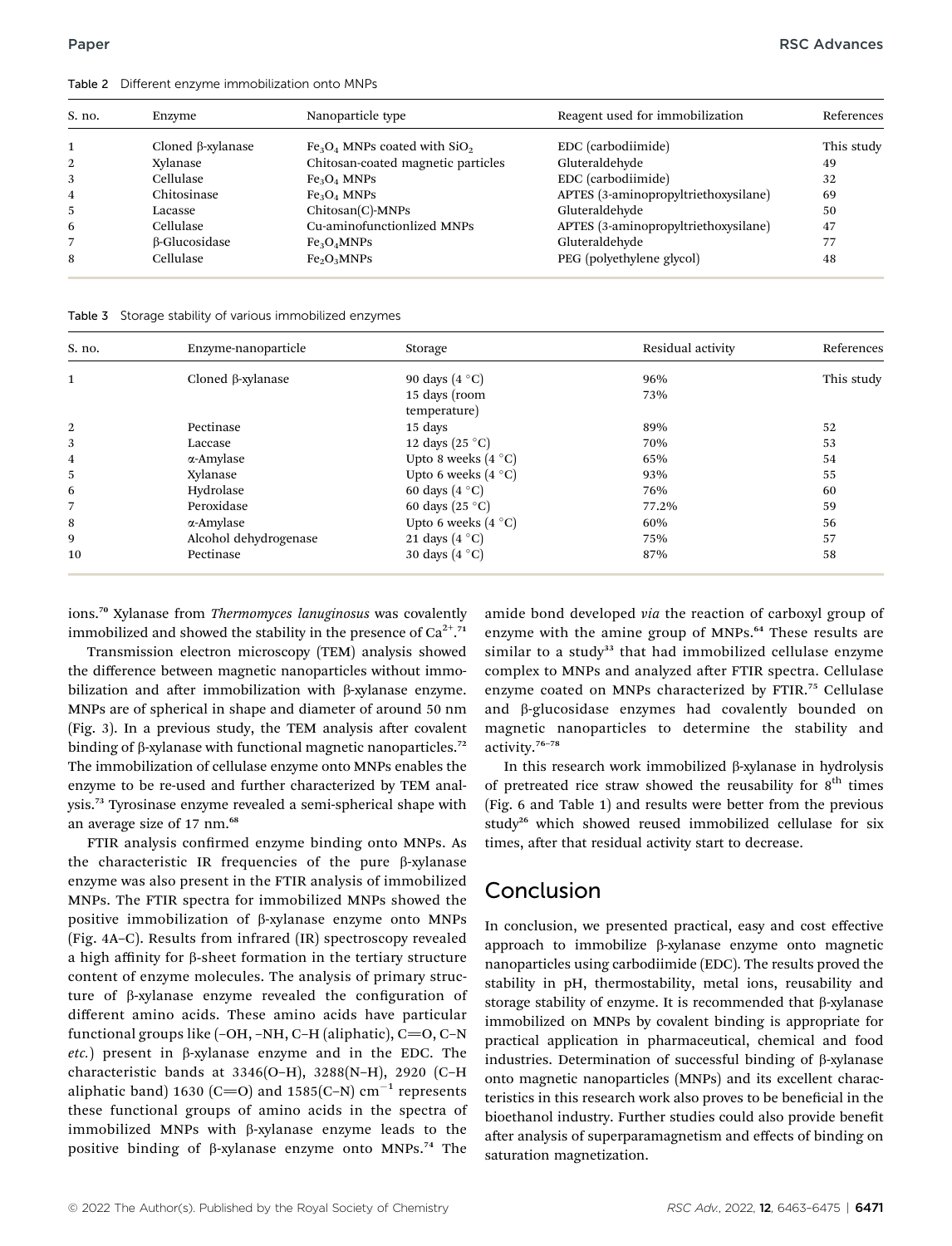Table 2 Different enzyme immobilization onto MNPs

| S. no. | Enzyme | Nanoparticle type | Reagent used for immobilization | References |
|---|---|---|---|---|
| 1 | Cloned β-xylanase | $Fe_3O_4$ MNPs coated with $SiO_2$ | EDC (carbodiimide) | This study |
| 2 | Xylanase | Chitosan-coated magnetic particles | Gluteraldehyde | 49 |
| 3 | Cellulase | $Fe_3O_4$ MNPs | EDC (carbodiimide) | 32 |
| 4 | Chitosinase | $Fe_3O_4$ MNPs | APTES (3-aminopropyltriethoxysilane) | 69 |
| 5 | Lacasse | Chitosan(C)-MNPs | Gluteraldehyde | 50 |
| 6 | Cellulase | Cu-aminofunctionlized MNPs | APTES (3-aminopropyltriethoxysilane) | 47 |
| 7 | β-Glucosidase | $Fe_3O_4$MNPs | Gluteraldehyde | 77 |
| 8 | Cellulase | $Fe_2O_3$MNPs | PEG (polyethylene glycol) | 48 |

Table 3 Storage stability of various immobilized enzymes

| S. no. | Enzyme-nanoparticle | Storage | Residual activity | References |
|---|---|---|---|---|
| 1 | Cloned β-xylanase | 90 days (4 °C) | 96% | This study |
| | | 15 days (room temperature) | 73% | |
| 2 | Pectinase | 15 days | 89% | 52 |
| 3 | Laccase | 12 days (25 °C) | 70% | 53 |
| 4 | α-Amylase | Upto 8 weeks (4 °C) | 65% | 54 |
| 5 | Xylanase | Upto 6 weeks (4 °C) | 93% | 55 |
| 6 | Hydrolase | 60 days (4 °C) | 76% | 60 |
| 7 | Peroxidase | 60 days (25 °C) | 77.2% | 59 |
| 8 | α-Amylase | Upto 6 weeks (4 °C) | 60% | 56 |
| 9 | Alcohol dehydrogenase | 21 days (4 °C) | 75% | 57 |
| 10 | Pectinase | 30 days (4 °C) | 87% | 58 |

ions.[70] Xylanase from *Thermomyces lanuginosus* was covalently immobilized and showed the stability in the presence of $Ca^{2+}$.[71]

Transmission electron microscopy (TEM) analysis showed the difference between magnetic nanoparticles without immobilization and after immobilization with β-xylanase enzyme. MNPs are of spherical in shape and diameter of around 50 nm (Fig. 3). In a previous study, the TEM analysis after covalent binding of β-xylanase with functional magnetic nanoparticles.[72] The immobilization of cellulase enzyme onto MNPs enables the enzyme to be re-used and further characterized by TEM analysis.[73] Tyrosinase enzyme revealed a semi-spherical shape with an average size of 17 nm.[68]

FTIR analysis confirmed enzyme binding onto MNPs. As the characteristic IR frequencies of the pure β-xylanase enzyme was also present in the FTIR analysis of immobilized MNPs. The FTIR spectra for immobilized MNPs showed the positive immobilization of β-xylanase enzyme onto MNPs (Fig. 4A–C). Results from infrared (IR) spectroscopy revealed a high affinity for β-sheet formation in the tertiary structure content of enzyme molecules. The analysis of primary structure of β-xylanase enzyme revealed the configuration of different amino acids. These amino acids have particular functional groups like (–OH, –NH, C–H (aliphatic), C═O, C–N *etc.*) present in β-xylanase enzyme and in the EDC. The characteristic bands at 3346(O–H), 3288(N–H), 2920 (C–H aliphatic band) 1630 (C═O) and 1585(C–N) $cm^{-1}$ represents these functional groups of amino acids in the spectra of immobilized MNPs with β-xylanase enzyme leads to the positive binding of β-xylanase enzyme onto MNPs.[74] The amide bond developed *via* the reaction of carboxyl group of enzyme with the amine group of MNPs.[64] These results are similar to a study[33] that had immobilized cellulase enzyme complex to MNPs and analyzed after FTIR spectra. Cellulase enzyme coated on MNPs characterized by FTIR.[75] Cellulase and β-glucosidase enzymes had covalently bounded on magnetic nanoparticles to determine the stability and activity.[76–78]

In this research work immobilized β-xylanase in hydrolysis of pretreated rice straw showed the reusability for $8^{th}$ times (Fig. 6 and Table 1) and results were better from the previous study[26] which showed reused immobilized cellulase for six times, after that residual activity start to decrease.

## Conclusion

In conclusion, we presented practical, easy and cost effective approach to immobilize β-xylanase enzyme onto magnetic nanoparticles using carbodiimide (EDC). The results proved the stability in pH, thermostability, metal ions, reusability and storage stability of enzyme. It is recommended that β-xylanase immobilized on MNPs by covalent binding is appropriate for practical application in pharmaceutical, chemical and food industries. Determination of successful binding of β-xylanase onto magnetic nanoparticles (MNPs) and its excellent characteristics in this research work also proves to be beneficial in the bioethanol industry. Further studies could also provide benefit after analysis of superparamagnetism and effects of binding on saturation magnetization.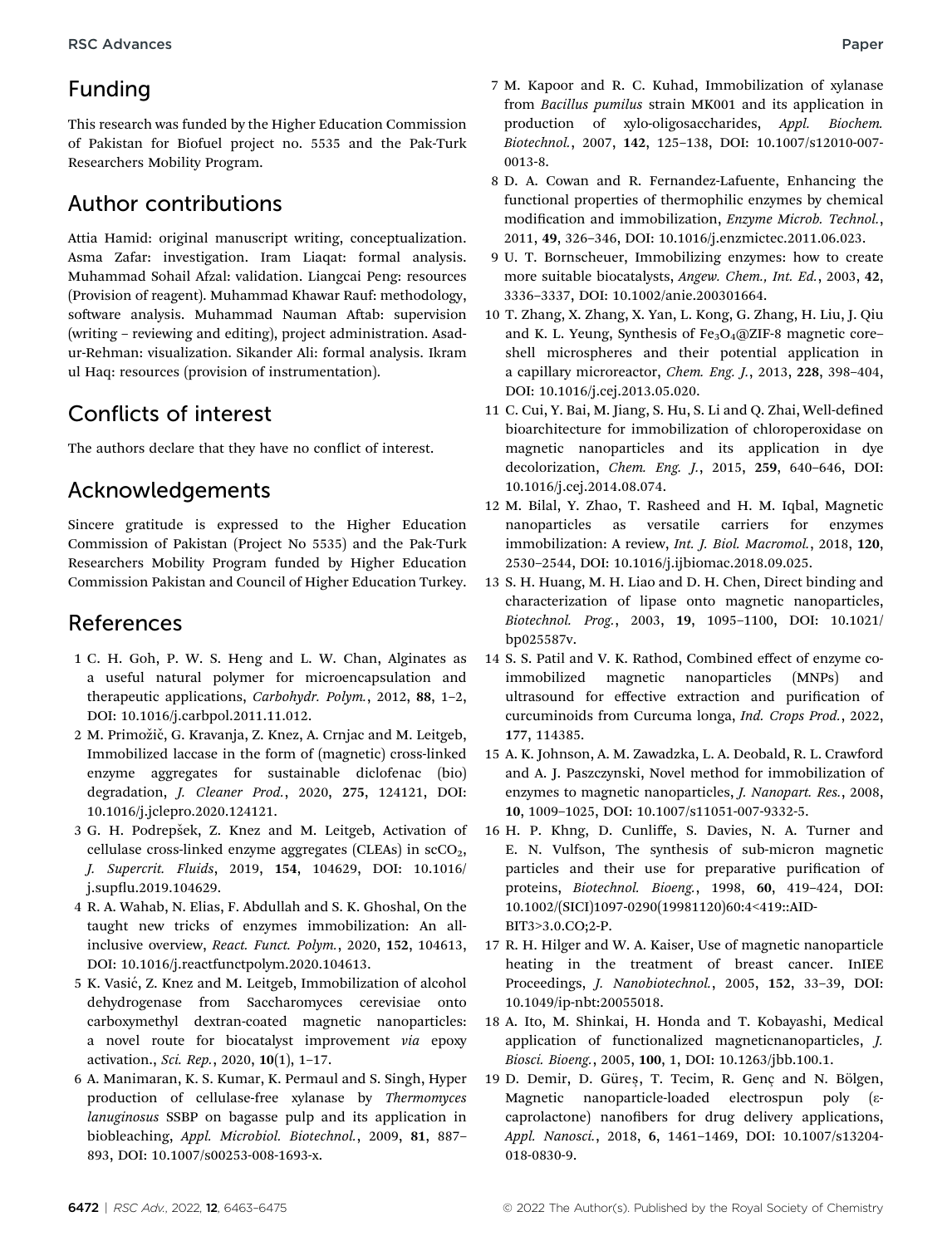## Funding

This research was funded by the Higher Education Commission of Pakistan for Biofuel project no. 5535 and the Pak-Turk Researchers Mobility Program.

## Author contributions

Attia Hamid: original manuscript writing, conceptualization. Asma Zafar: investigation. Iram Liaqat: formal analysis. Muhammad Sohail Afzal: validation. Liangcai Peng: resources (Provision of reagent). Muhammad Khawar Rauf: methodology, software analysis. Muhammad Nauman Aftab: supervision (writing – reviewing and editing), project administration. Asad-ur-Rehman: visualization. Sikander Ali: formal analysis. Ikram ul Haq: resources (provision of instrumentation).

## Conflicts of interest

The authors declare that they have no conflict of interest.

## Acknowledgements

Sincere gratitude is expressed to the Higher Education Commission of Pakistan (Project No 5535) and the Pak-Turk Researchers Mobility Program funded by Higher Education Commission Pakistan and Council of Higher Education Turkey.

## References

1 C. H. Goh, P. W. S. Heng and L. W. Chan, Alginates as a useful natural polymer for microencapsulation and therapeutic applications, *Carbohydr. Polym.*, 2012, **88**, 1–2, DOI: 10.1016/j.carbpol.2011.11.012.

2 M. Primožič, G. Kravanja, Z. Knez, A. Crnjac and M. Leitgeb, Immobilized laccase in the form of (magnetic) cross-linked enzyme aggregates for sustainable diclofenac (bio) degradation, *J. Cleaner Prod.*, 2020, **275**, 124121, DOI: 10.1016/j.jclepro.2020.124121.

3 G. H. Podrepšek, Z. Knez and M. Leitgeb, Activation of cellulase cross-linked enzyme aggregates (CLEAs) in $scCO_2$, *J. Supercrit. Fluids*, 2019, **154**, 104629, DOI: 10.1016/j.supflu.2019.104629.

4 R. A. Wahab, N. Elias, F. Abdullah and S. K. Ghoshal, On the taught new tricks of enzymes immobilization: An all-inclusive overview, *React. Funct. Polym.*, 2020, **152**, 104613, DOI: 10.1016/j.reactfunctpolym.2020.104613.

5 K. Vasić, Z. Knez and M. Leitgeb, Immobilization of alcohol dehydrogenase from Saccharomyces cerevisiae onto carboxymethyl dextran-coated magnetic nanoparticles: a novel route for biocatalyst improvement *via* epoxy activation., *Sci. Rep.*, 2020, **10**(1), 1–17.

6 A. Manimaran, K. S. Kumar, K. Permaul and S. Singh, Hyper production of cellulase-free xylanase by *Thermomyces lanuginosus* SSBP on bagasse pulp and its application in biobleaching, *Appl. Microbiol. Biotechnol.*, 2009, **81**, 887–893, DOI: 10.1007/s00253-008-1693-x.

7 M. Kapoor and R. C. Kuhad, Immobilization of xylanase from *Bacillus pumilus* strain MK001 and its application in production of xylo-oligosaccharides, *Appl. Biochem. Biotechnol.*, 2007, **142**, 125–138, DOI: 10.1007/s12010-007-0013-8.

8 D. A. Cowan and R. Fernandez-Lafuente, Enhancing the functional properties of thermophilic enzymes by chemical modification and immobilization, *Enzyme Microb. Technol.*, 2011, **49**, 326–346, DOI: 10.1016/j.enzmictec.2011.06.023.

9 U. T. Bornscheuer, Immobilizing enzymes: how to create more suitable biocatalysts, *Angew. Chem., Int. Ed.*, 2003, **42**, 3336–3337, DOI: 10.1002/anie.200301664.

10 T. Zhang, X. Zhang, X. Yan, L. Kong, G. Zhang, H. Liu, J. Qiu and K. L. Yeung, Synthesis of $Fe_3O_4$@ZIF-8 magnetic core–shell microspheres and their potential application in a capillary microreactor, *Chem. Eng. J.*, 2013, **228**, 398–404, DOI: 10.1016/j.cej.2013.05.020.

11 C. Cui, Y. Bai, M. Jiang, S. Hu, S. Li and Q. Zhai, Well-defined bioarchitecture for immobilization of chloroperoxidase on magnetic nanoparticles and its application in dye decolorization, *Chem. Eng. J.*, 2015, **259**, 640–646, DOI: 10.1016/j.cej.2014.08.074.

12 M. Bilal, Y. Zhao, T. Rasheed and H. M. Iqbal, Magnetic nanoparticles as versatile carriers for enzymes immobilization: A review, *Int. J. Biol. Macromol.*, 2018, **120**, 2530–2544, DOI: 10.1016/j.ijbiomac.2018.09.025.

13 S. H. Huang, M. H. Liao and D. H. Chen, Direct binding and characterization of lipase onto magnetic nanoparticles, *Biotechnol. Prog.*, 2003, **19**, 1095–1100, DOI: 10.1021/bp025587v.

14 S. S. Patil and V. K. Rathod, Combined effect of enzyme co-immobilized magnetic nanoparticles (MNPs) and ultrasound for effective extraction and purification of curcuminoids from Curcuma longa, *Ind. Crops Prod.*, 2022, **177**, 114385.

15 A. K. Johnson, A. M. Zawadzka, L. A. Deobald, R. L. Crawford and A. J. Paszczynski, Novel method for immobilization of enzymes to magnetic nanoparticles, *J. Nanopart. Res.*, 2008, **10**, 1009–1025, DOI: 10.1007/s11051-007-9332-5.

16 H. P. Khng, D. Cunliffe, S. Davies, N. A. Turner and E. N. Vulfson, The synthesis of sub-micron magnetic particles and their use for preparative purification of proteins, *Biotechnol. Bioeng.*, 1998, **60**, 419–424, DOI: 10.1002/(SICI)1097-0290(19981120)60:4<419::AID-BIT3>3.0.CO;2-P.

17 R. H. Hilger and W. A. Kaiser, Use of magnetic nanoparticle heating in the treatment of breast cancer. InIEE Proceedings, *J. Nanobiotechnol.*, 2005, **152**, 33–39, DOI: 10.1049/ip-nbt:20055018.

18 A. Ito, M. Shinkai, H. Honda and T. Kobayashi, Medical application of functionalized magneticnanoparticles, *J. Biosci. Bioeng.*, 2005, **100**, 1, DOI: 10.1263/jbb.100.1.

19 D. Demir, D. Güreş, T. Tecim, R. Genç and N. Bölgen, Magnetic nanoparticle-loaded electrospun poly (ε-caprolactone) nanofibers for drug delivery applications, *Appl. Nanosci.*, 2018, **6**, 1461–1469, DOI: 10.1007/s13204-018-0830-9.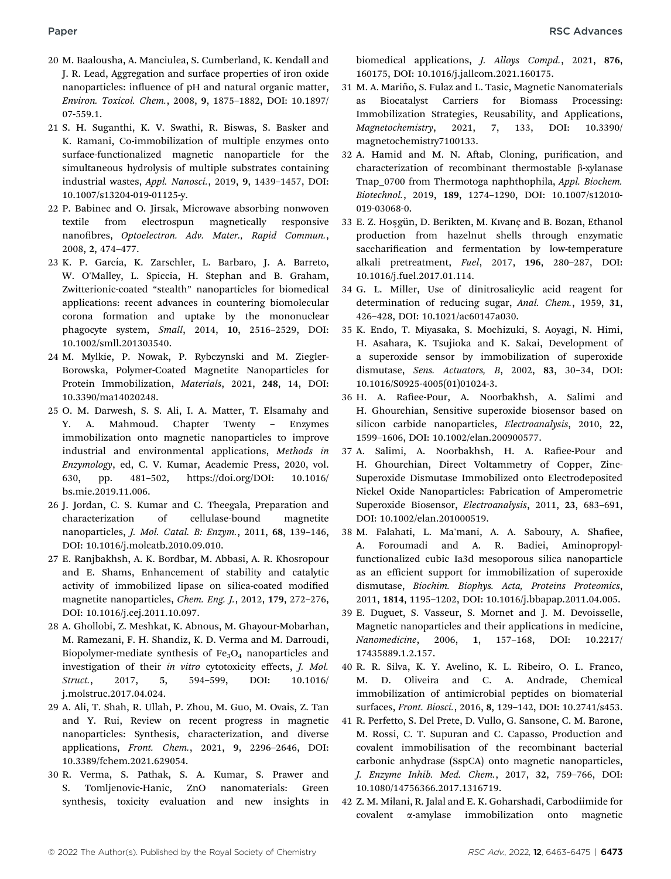20 M. Baalousha, A. Manciulea, S. Cumberland, K. Kendall and J. R. Lead, Aggregation and surface properties of iron oxide nanoparticles: influence of pH and natural organic matter, *Environ. Toxicol. Chem.*, 2008, **9**, 1875–1882, DOI: 10.1897/07-559.1.

21 S. H. Suganthi, K. V. Swathi, R. Biswas, S. Basker and K. Ramani, Co-immobilization of multiple enzymes onto surface-functionalized magnetic nanoparticle for the simultaneous hydrolysis of multiple substrates containing industrial wastes, *Appl. Nanosci.*, 2019, **9**, 1439–1457, DOI: 10.1007/s13204-019-01125-y.

22 P. Babinec and O. Jirsak, Microwave absorbing nonwoven textile from electrospun magnetically responsive nanofibres, *Optoelectron. Adv. Mater., Rapid Commun.*, 2008, **2**, 474–477.

23 K. P. García, K. Zarschler, L. Barbaro, J. A. Barreto, W. O'Malley, L. Spiccia, H. Stephan and B. Graham, Zwitterionic-coated "stealth" nanoparticles for biomedical applications: recent advances in countering biomolecular corona formation and uptake by the mononuclear phagocyte system, *Small*, 2014, **10**, 2516–2529, DOI: 10.1002/smll.201303540.

24 M. Mylkie, P. Nowak, P. Rybczynski and M. Ziegler-Borowska, Polymer-Coated Magnetite Nanoparticles for Protein Immobilization, *Materials*, 2021, **248**, 14, DOI: 10.3390/ma14020248.

25 O. M. Darwesh, S. S. Ali, I. A. Matter, T. Elsamahy and Y. A. Mahmoud. Chapter Twenty – Enzymes immobilization onto magnetic nanoparticles to improve industrial and environmental applications, *Methods in Enzymology*, ed, C. V. Kumar, Academic Press, 2020, vol. 630, pp. 481–502, https://doi.org/DOI: 10.1016/bs.mie.2019.11.006.

26 J. Jordan, C. S. Kumar and C. Theegala, Preparation and characterization of cellulase-bound magnetite nanoparticles, *J. Mol. Catal. B: Enzym.*, 2011, **68**, 139–146, DOI: 10.1016/j.molcatb.2010.09.010.

27 E. Ranjbakhsh, A. K. Bordbar, M. Abbasi, A. R. Khosropour and E. Shams, Enhancement of stability and catalytic activity of immobilized lipase on silica-coated modified magnetite nanoparticles, *Chem. Eng. J.*, 2012, **179**, 272–276, DOI: 10.1016/j.cej.2011.10.097.

28 A. Ghollobi, Z. Meshkat, K. Abnous, M. Ghayour-Mobarhan, M. Ramezani, F. H. Shandiz, K. D. Verma and M. Darroudi, Biopolymer-mediate synthesis of $Fe_3O_4$ nanoparticles and investigation of their *in vitro* cytotoxicity effects, *J. Mol. Struct.*, 2017, **5**, 594–599, DOI: 10.1016/j.molstruc.2017.04.024.

29 A. Ali, T. Shah, R. Ullah, P. Zhou, M. Guo, M. Ovais, Z. Tan and Y. Rui, Review on recent progress in magnetic nanoparticles: Synthesis, characterization, and diverse applications, *Front. Chem.*, 2021, **9**, 2296–2646, DOI: 10.3389/fchem.2021.629054.

30 R. Verma, S. Pathak, S. A. Kumar, S. Prawer and S. Tomljenovic-Hanic, ZnO nanomaterials: Green synthesis, toxicity evaluation and new insights in biomedical applications, *J. Alloys Compd.*, 2021, **876**, 160175, DOI: 10.1016/j.jallcom.2021.160175.

31 M. A. Mariño, S. Fulaz and L. Tasic, Magnetic Nanomaterials as Biocatalyst Carriers for Biomass Processing: Immobilization Strategies, Reusability, and Applications, *Magnetochemistry*, 2021, **7**, 133, DOI: 10.3390/magnetochemistry7100133.

32 A. Hamid and M. N. Aftab, Cloning, purification, and characterization of recombinant thermostable β-xylanase Tnap_0700 from Thermotoga naphthophila, *Appl. Biochem. Biotechnol.*, 2019, **189**, 1274–1290, DOI: 10.1007/s12010-019-03068-0.

33 E. Z. Hoşgün, D. Berikten, M. Kıvanç and B. Bozan, Ethanol production from hazelnut shells through enzymatic saccharification and fermentation by low-temperature alkali pretreatment, *Fuel*, 2017, **196**, 280–287, DOI: 10.1016/j.fuel.2017.01.114.

34 G. L. Miller, Use of dinitrosalicylic acid reagent for determination of reducing sugar, *Anal. Chem.*, 1959, **31**, 426–428, DOI: 10.1021/ac60147a030.

35 K. Endo, T. Miyasaka, S. Mochizuki, S. Aoyagi, N. Himi, H. Asahara, K. Tsujioka and K. Sakai, Development of a superoxide sensor by immobilization of superoxide dismutase, *Sens. Actuators, B*, 2002, **83**, 30–34, DOI: 10.1016/S0925-4005(01)01024-3.

36 H. A. Rafiee-Pour, A. Noorbakhsh, A. Salimi and H. Ghourchian, Sensitive superoxide biosensor based on silicon carbide nanoparticles, *Electroanalysis*, 2010, **22**, 1599–1606, DOI: 10.1002/elan.200900577.

37 A. Salimi, A. Noorbakhsh, H. A. Rafiee-Pour and H. Ghourchian, Direct Voltammetry of Copper, Zinc-Superoxide Dismutase Immobilized onto Electrodeposited Nickel Oxide Nanoparticles: Fabrication of Amperometric Superoxide Biosensor, *Electroanalysis*, 2011, **23**, 683–691, DOI: 10.1002/elan.201000519.

38 M. Falahati, L. Ma'mani, A. A. Saboury, A. Shafiee, A. Foroumadi and A. R. Badiei, Aminopropyl-functionalized cubic Ia3d mesoporous silica nanoparticle as an efficient support for immobilization of superoxide dismutase, *Biochim. Biophys. Acta, Proteins Proteomics*, 2011, **1814**, 1195–1202, DOI: 10.1016/j.bbapap.2011.04.005.

39 E. Duguet, S. Vasseur, S. Mornet and J. M. Devoisselle, Magnetic nanoparticles and their applications in medicine, *Nanomedicine*, 2006, **1**, 157–168, DOI: 10.2217/17435889.1.2.157.

40 R. R. Silva, K. Y. Avelino, K. L. Ribeiro, O. L. Franco, M. D. Oliveira and C. A. Andrade, Chemical immobilization of antimicrobial peptides on biomaterial surfaces, *Front. Biosci.*, 2016, **8**, 129–142, DOI: 10.2741/s453.

41 R. Perfetto, S. Del Prete, D. Vullo, G. Sansone, C. M. Barone, M. Rossi, C. T. Supuran and C. Capasso, Production and covalent immobilisation of the recombinant bacterial carbonic anhydrase (SspCA) onto magnetic nanoparticles, *J. Enzyme Inhib. Med. Chem.*, 2017, **32**, 759–766, DOI: 10.1080/14756366.2017.1316719.

42 Z. M. Milani, R. Jalal and E. K. Goharshadi, Carbodiimide for covalent α-amylase immobilization onto magnetic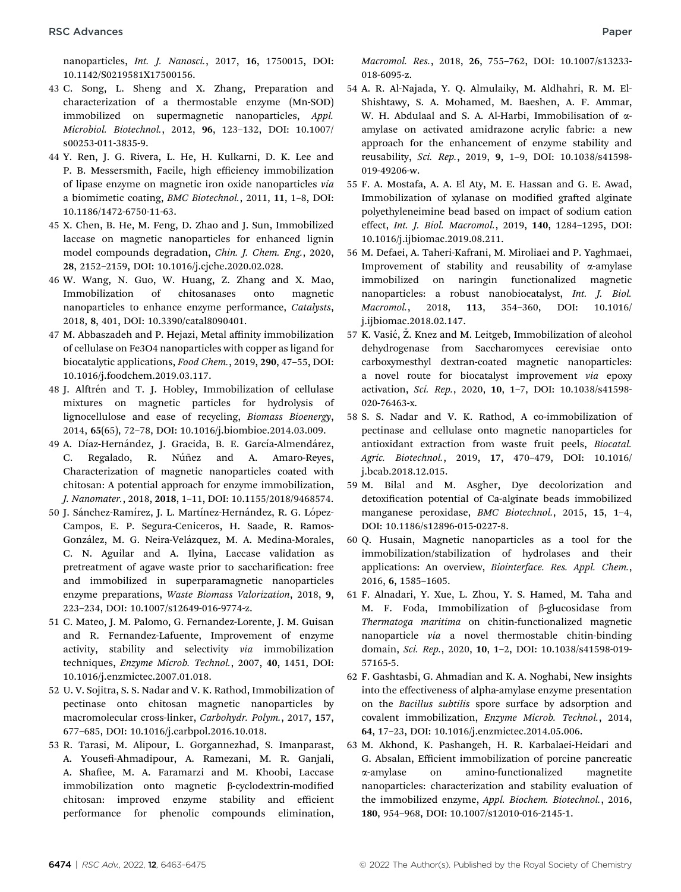nanoparticles, *Int. J. Nanosci.*, 2017, **16**, 1750015, DOI: 10.1142/S0219581X17500156.

43 C. Song, L. Sheng and X. Zhang, Preparation and characterization of a thermostable enzyme (Mn-SOD) immobilized on supermagnetic nanoparticles, *Appl. Microbiol. Biotechnol.*, 2012, **96**, 123–132, DOI: 10.1007/s00253-011-3835-9.

44 Y. Ren, J. G. Rivera, L. He, H. Kulkarni, D. K. Lee and P. B. Messersmith, Facile, high efficiency immobilization of lipase enzyme on magnetic iron oxide nanoparticles *via* a biomimetic coating, *BMC Biotechnol.*, 2011, **11**, 1–8, DOI: 10.1186/1472-6750-11-63.

45 X. Chen, B. He, M. Feng, D. Zhao and J. Sun, Immobilized laccase on magnetic nanoparticles for enhanced lignin model compounds degradation, *Chin. J. Chem. Eng.*, 2020, **28**, 2152–2159, DOI: 10.1016/j.cjche.2020.02.028.

46 W. Wang, N. Guo, W. Huang, Z. Zhang and X. Mao, Immobilization of chitosanases onto magnetic nanoparticles to enhance enzyme performance, *Catalysts*, 2018, **8**, 401, DOI: 10.3390/catal8090401.

47 M. Abbaszadeh and P. Hejazi, Metal affinity immobilization of cellulase on Fe3O4 nanoparticles with copper as ligand for biocatalytic applications, *Food Chem.*, 2019, **290**, 47–55, DOI: 10.1016/j.foodchem.2019.03.117.

48 J. Alftrén and T. J. Hobley, Immobilization of cellulase mixtures on magnetic particles for hydrolysis of lignocellulose and ease of recycling, *Biomass Bioenergy*, 2014, **65**(65), 72–78, DOI: 10.1016/j.biombioe.2014.03.009.

49 A. Díaz-Hernández, J. Gracida, B. E. García-Almendárez, C. Regalado, R. Núñez and A. Amaro-Reyes, Characterization of magnetic nanoparticles coated with chitosan: A potential approach for enzyme immobilization, *J. Nanomater.*, 2018, **2018**, 1–11, DOI: 10.1155/2018/9468574.

50 J. Sánchez-Ramírez, J. L. Martínez-Hernández, R. G. López-Campos, E. P. Segura-Ceniceros, H. Saade, R. Ramos-González, M. G. Neira-Velázquez, M. A. Medina-Morales, C. N. Aguilar and A. Ilyina, Laccase validation as pretreatment of agave waste prior to saccharification: free and immobilized in superparamagnetic nanoparticles enzyme preparations, *Waste Biomass Valorization*, 2018, **9**, 223–234, DOI: 10.1007/s12649-016-9774-z.

51 C. Mateo, J. M. Palomo, G. Fernandez-Lorente, J. M. Guisan and R. Fernandez-Lafuente, Improvement of enzyme activity, stability and selectivity *via* immobilization techniques, *Enzyme Microb. Technol.*, 2007, **40**, 1451, DOI: 10.1016/j.enzmictec.2007.01.018.

52 U. V. Sojitra, S. S. Nadar and V. K. Rathod, Immobilization of pectinase onto chitosan magnetic nanoparticles by macromolecular cross-linker, *Carbohydr. Polym.*, 2017, **157**, 677–685, DOI: 10.1016/j.carbpol.2016.10.018.

53 R. Tarasi, M. Alipour, L. Gorgannezhad, S. Imanparast, A. Yousefi-Ahmadipour, A. Ramezani, M. R. Ganjali, A. Shafiee, M. A. Faramarzi and M. Khoobi, Laccase immobilization onto magnetic β-cyclodextrin-modified chitosan: improved enzyme stability and efficient performance for phenolic compounds elimination, *Macromol. Res.*, 2018, **26**, 755–762, DOI: 10.1007/s13233-018-6095-z.

54 A. R. Al-Najada, Y. Q. Almulaiky, M. Aldhahri, R. M. El-Shishtawy, S. A. Mohamed, M. Baeshen, A. F. Ammar, W. H. Abdulaal and S. A. Al-Harbi, Immobilisation of α-amylase on activated amidrazone acrylic fabric: a new approach for the enhancement of enzyme stability and reusability, *Sci. Rep.*, 2019, **9**, 1–9, DOI: 10.1038/s41598-019-49206-w.

55 F. A. Mostafa, A. A. El Aty, M. E. Hassan and G. E. Awad, Immobilization of xylanase on modified grafted alginate polyethyleneimine bead based on impact of sodium cation effect, *Int. J. Biol. Macromol.*, 2019, **140**, 1284–1295, DOI: 10.1016/j.ijbiomac.2019.08.211.

56 M. Defaei, A. Taheri-Kafrani, M. Miroliaei and P. Yaghmaei, Improvement of stability and reusability of α-amylase immobilized on naringin functionalized magnetic nanoparticles: a robust nanobiocatalyst, *Int. J. Biol. Macromol.*, 2018, **113**, 354–360, DOI: 10.1016/j.ijbiomac.2018.02.147.

57 K. Vasić, Ž. Knez and M. Leitgeb, Immobilization of alcohol dehydrogenase from Saccharomyces cerevisiae onto carboxymesthyl dextran-coated magnetic nanoparticles: a novel route for biocatalyst improvement *via* epoxy activation, *Sci. Rep.*, 2020, **10**, 1–7, DOI: 10.1038/s41598-020-76463-x.

58 S. S. Nadar and V. K. Rathod, A co-immobilization of pectinase and cellulase onto magnetic nanoparticles for antioxidant extraction from waste fruit peels, *Biocatal. Agric. Biotechnol.*, 2019, **17**, 470–479, DOI: 10.1016/j.bcab.2018.12.015.

59 M. Bilal and M. Asgher, Dye decolorization and detoxification potential of Ca-alginate beads immobilized manganese peroxidase, *BMC Biotechnol.*, 2015, **15**, 1–4, DOI: 10.1186/s12896-015-0227-8.

60 Q. Husain, Magnetic nanoparticles as a tool for the immobilization/stabilization of hydrolases and their applications: An overview, *Biointerface. Res. Appl. Chem.*, 2016, **6**, 1585–1605.

61 F. Alnadari, Y. Xue, L. Zhou, Y. S. Hamed, M. Taha and M. F. Foda, Immobilization of β-glucosidase from *Thermatoga maritima* on chitin-functionalized magnetic nanoparticle *via* a novel thermostable chitin-binding domain, *Sci. Rep.*, 2020, **10**, 1–2, DOI: 10.1038/s41598-019-57165-5.

62 F. Gashtasbi, G. Ahmadian and K. A. Noghabi, New insights into the effectiveness of alpha-amylase enzyme presentation on the *Bacillus subtilis* spore surface by adsorption and covalent immobilization, *Enzyme Microb. Technol.*, 2014, **64**, 17–23, DOI: 10.1016/j.enzmictec.2014.05.006.

63 M. Akhond, K. Pashangeh, H. R. Karbalaei-Heidari and G. Absalan, Efficient immobilization of porcine pancreatic α-amylase on amino-functionalized magnetite nanoparticles: characterization and stability evaluation of the immobilized enzyme, *Appl. Biochem. Biotechnol.*, 2016, **180**, 954–968, DOI: 10.1007/s12010-016-2145-1.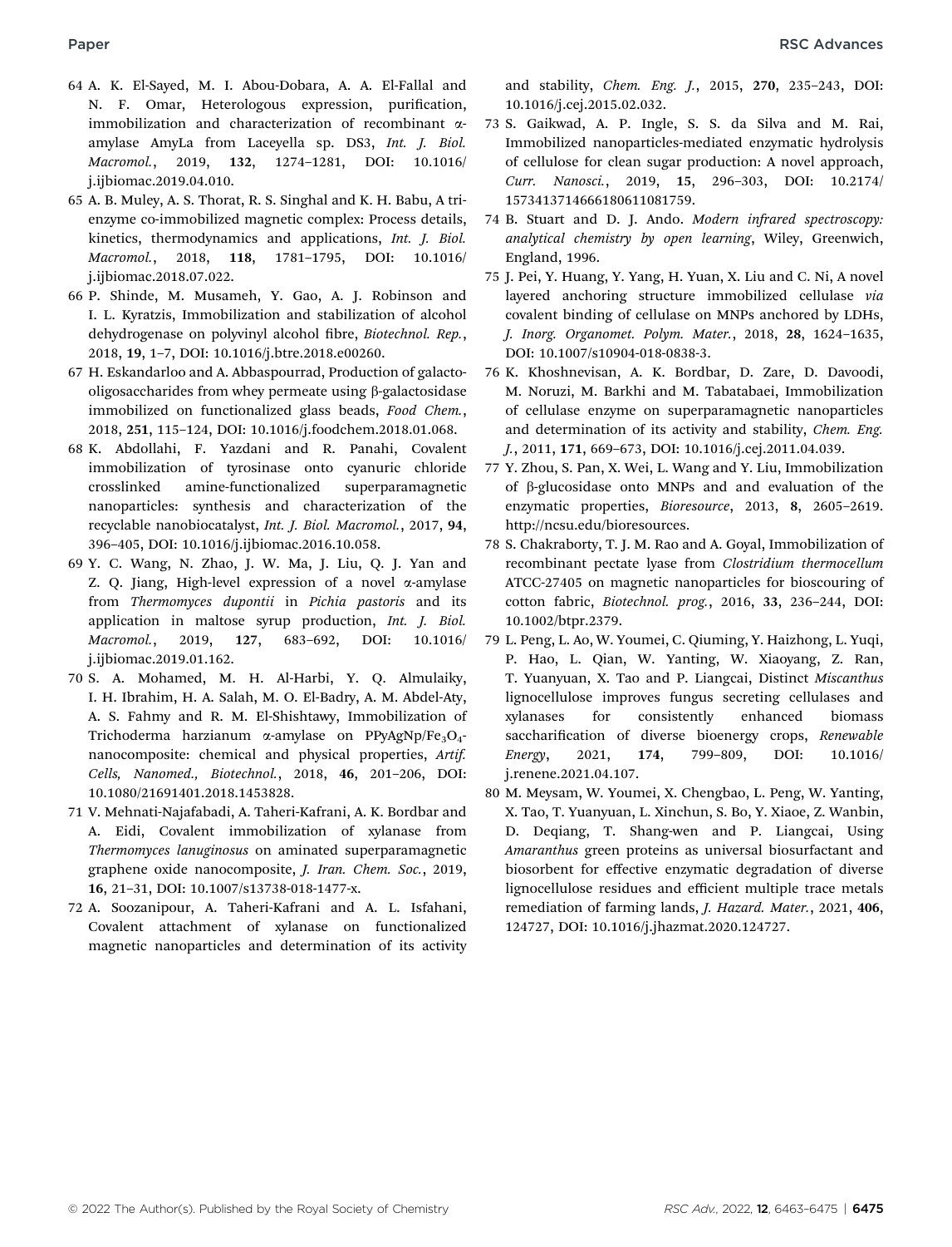64 A. K. El-Sayed, M. I. Abou-Dobara, A. A. El-Fallal and N. F. Omar, Heterologous expression, purification, immobilization and characterization of recombinant α-amylase AmyLa from Laceyella sp. DS3, *Int. J. Biol. Macromol.*, 2019, **132**, 1274–1281, DOI: 10.1016/j.ijbiomac.2019.04.010.

65 A. B. Muley, A. S. Thorat, R. S. Singhal and K. H. Babu, A tri-enzyme co-immobilized magnetic complex: Process details, kinetics, thermodynamics and applications, *Int. J. Biol. Macromol.*, 2018, **118**, 1781–1795, DOI: 10.1016/j.ijbiomac.2018.07.022.

66 P. Shinde, M. Musameh, Y. Gao, A. J. Robinson and I. L. Kyratzis, Immobilization and stabilization of alcohol dehydrogenase on polyvinyl alcohol fibre, *Biotechnol. Rep.*, 2018, **19**, 1–7, DOI: 10.1016/j.btre.2018.e00260.

67 H. Eskandarloo and A. Abbaspourrad, Production of galacto-oligosaccharides from whey permeate using β-galactosidase immobilized on functionalized glass beads, *Food Chem.*, 2018, **251**, 115–124, DOI: 10.1016/j.foodchem.2018.01.068.

68 K. Abdollahi, F. Yazdani and R. Panahi, Covalent immobilization of tyrosinase onto cyanuric chloride crosslinked amine-functionalized superparamagnetic nanoparticles: synthesis and characterization of the recyclable nanobiocatalyst, *Int. J. Biol. Macromol.*, 2017, **94**, 396–405, DOI: 10.1016/j.ijbiomac.2016.10.058.

69 Y. C. Wang, N. Zhao, J. W. Ma, J. Liu, Q. J. Yan and Z. Q. Jiang, High-level expression of a novel α-amylase from *Thermomyces dupontii* in *Pichia pastoris* and its application in maltose syrup production, *Int. J. Biol. Macromol.*, 2019, **127**, 683–692, DOI: 10.1016/j.ijbiomac.2019.01.162.

70 S. A. Mohamed, M. H. Al-Harbi, Y. Q. Almulaiky, I. H. Ibrahim, H. A. Salah, M. O. El-Badry, A. M. Abdel-Aty, A. S. Fahmy and R. M. El-Shishtawy, Immobilization of Trichoderma harzianum α-amylase on PPyAgNp/$Fe_3O_4$-nanocomposite: chemical and physical properties, *Artif. Cells, Nanomed., Biotechnol.*, 2018, **46**, 201–206, DOI: 10.1080/21691401.2018.1453828.

71 V. Mehnati-Najafabadi, A. Taheri-Kafrani, A. K. Bordbar and A. Eidi, Covalent immobilization of xylanase from *Thermomyces lanuginosus* on aminated superparamagnetic graphene oxide nanocomposite, *J. Iran. Chem. Soc.*, 2019, **16**, 21–31, DOI: 10.1007/s13738-018-1477-x.

72 A. Soozanipour, A. Taheri-Kafrani and A. L. Isfahani, Covalent attachment of xylanase on functionalized magnetic nanoparticles and determination of its activity and stability, *Chem. Eng. J.*, 2015, **270**, 235–243, DOI: 10.1016/j.cej.2015.02.032.

73 S. Gaikwad, A. P. Ingle, S. S. da Silva and M. Rai, Immobilized nanoparticles-mediated enzymatic hydrolysis of cellulose for clean sugar production: A novel approach, *Curr. Nanosci.*, 2019, **15**, 296–303, DOI: 10.2174/1573413714666180611081759.

74 B. Stuart and D. J. Ando. *Modern infrared spectroscopy: analytical chemistry by open learning*, Wiley, Greenwich, England, 1996.

75 J. Pei, Y. Huang, Y. Yang, H. Yuan, X. Liu and C. Ni, A novel layered anchoring structure immobilized cellulase *via* covalent binding of cellulase on MNPs anchored by LDHs, *J. Inorg. Organomet. Polym. Mater.*, 2018, **28**, 1624–1635, DOI: 10.1007/s10904-018-0838-3.

76 K. Khoshnevisan, A. K. Bordbar, D. Zare, D. Davoodi, M. Noruzi, M. Barkhi and M. Tabatabaei, Immobilization of cellulase enzyme on superparamagnetic nanoparticles and determination of its activity and stability, *Chem. Eng. J.*, 2011, **171**, 669–673, DOI: 10.1016/j.cej.2011.04.039.

77 Y. Zhou, S. Pan, X. Wei, L. Wang and Y. Liu, Immobilization of β-glucosidase onto MNPs and and evaluation of the enzymatic properties, *Bioresource*, 2013, **8**, 2605–2619. http://ncsu.edu/bioresources.

78 S. Chakraborty, T. J. M. Rao and A. Goyal, Immobilization of recombinant pectate lyase from *Clostridium thermocellum* ATCC-27405 on magnetic nanoparticles for bioscouring of cotton fabric, *Biotechnol. prog.*, 2016, **33**, 236–244, DOI: 10.1002/btpr.2379.

79 L. Peng, L. Ao, W. Youmei, C. Qiuming, Y. Haizhong, L. Yuqi, P. Hao, L. Qian, W. Yanting, W. Xiaoyang, Z. Ran, T. Yuanyuan, X. Tao and P. Liangcai, Distinct *Miscanthus* lignocellulose improves fungus secreting cellulases and xylanases for consistently enhanced biomass saccharification of diverse bioenergy crops, *Renewable Energy*, 2021, **174**, 799–809, DOI: 10.1016/j.renene.2021.04.107.

80 M. Meysam, W. Youmei, X. Chengbao, L. Peng, W. Yanting, X. Tao, T. Yuanyuan, L. Xinchun, S. Bo, Y. Xiaoe, Z. Wanbin, D. Deqiang, T. Shang-wen and P. Liangcai, Using *Amaranthus* green proteins as universal biosurfactant and biosorbent for effective enzymatic degradation of diverse lignocellulose residues and efficient multiple trace metals remediation of farming lands, *J. Hazard. Mater.*, 2021, **406**, 124727, DOI: 10.1016/j.jhazmat.2020.124727.